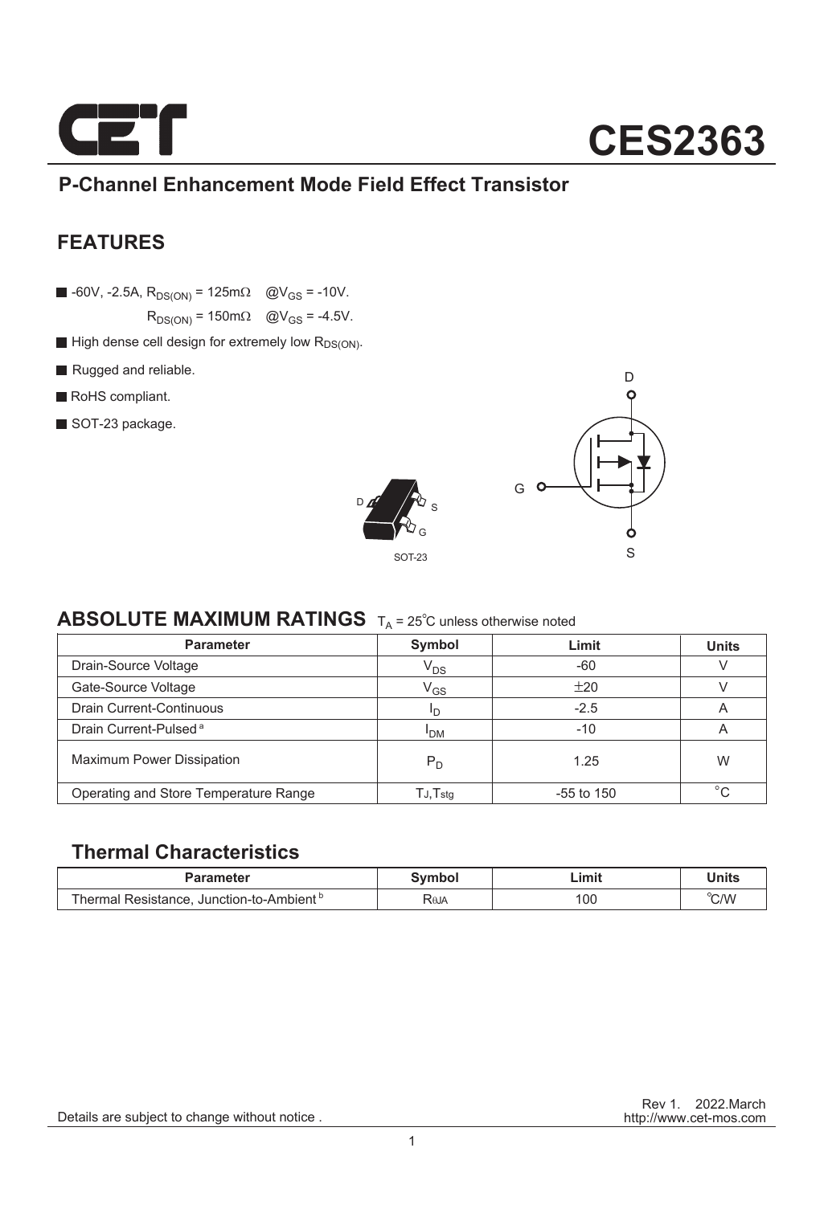# CES2363

## P-Channel Enhancement Mode Field Effect Transistor

## FEATURES

- -60V, -2.5A, $R_{DS(ON)}$ = 125mΩ @$V_{GS}$ = -10V.
  $R_{DS(ON)}$ = 150mΩ @$V_{GS}$ = -4.5V.
- High dense cell design for extremely low $R_{DS(ON)}$.
- Rugged and reliable.
- RoHS compliant.
- SOT-23 package.

D S G

SOT-23

D G S

## ABSOLUTE MAXIMUM RATINGS $T_A$ = 25°C unless otherwise noted

| Parameter | Symbol | Limit | Units |
|---|---|---|---|
| Drain-Source Voltage | $V_{DS}$ | -60 | V |
| Gate-Source Voltage | $V_{GS}$ | ±20 | V |
| Drain Current-Continuous | $I_D$ | -2.5 | A |
| Drain Current-Pulsed [a] | $I_{DM}$ | -10 | A |
| Maximum Power Dissipation | $P_D$ | 1.25 | W |
| Operating and Store Temperature Range | $T_J$,$T_{stg}$ | -55 to 150 | °C |

## Thermal Characteristics

| Parameter | Symbol | Limit | Units |
|---|---|---|---|
| Thermal Resistance, Junction-to-Ambient [b] | $R_{\theta JA}$ | 100 | °C/W |

Rev 1. 2022.March
http://www.cet-mos.com

Details are subject to change without notice .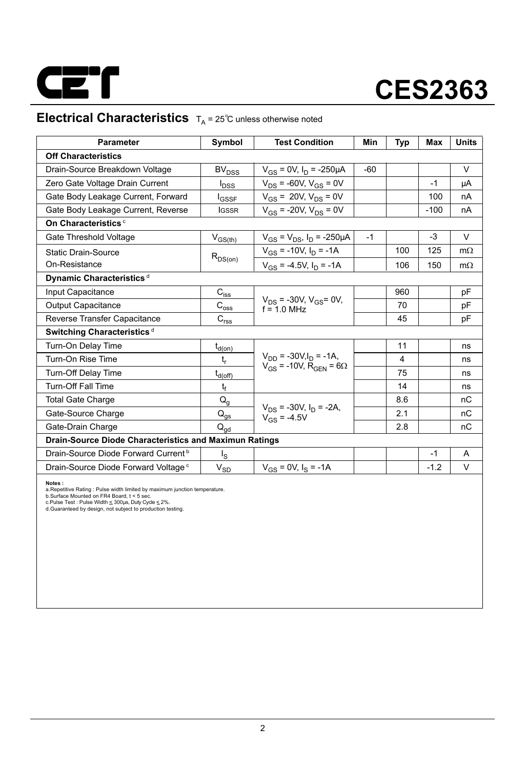# CES2363

## Electrical Characteristics  $T_A$ = 25°C unless otherwise noted

| Parameter | Symbol | Test Condition | Min | Typ | Max | Units |
|---|---|---|---|---|---|---|
| **Off Characteristics** | | | | | | |
| Drain-Source Breakdown Voltage | $BV_{DSS}$ | $V_{GS}$ = 0V, $I_D$ = -250µA | -60 | | | V |
| Zero Gate Voltage Drain Current | $I_{DSS}$ | $V_{DS}$ = -60V, $V_{GS}$ = 0V | | | -1 | µA |
| Gate Body Leakage Current, Forward | $I_{GSSF}$ | $V_{GS}$ = 20V, $V_{DS}$ = 0V | | | 100 | nA |
| Gate Body Leakage Current, Reverse | $I_{GSSR}$ | $V_{GS}$ = -20V, $V_{DS}$ = 0V | | | -100 | nA |
| **On Characteristics** [c] | | | | | | |
| Gate Threshold Voltage | $V_{GS(th)}$ | $V_{GS}$ = $V_{DS}$, $I_D$ = -250µA | -1 | | -3 | V |
| Static Drain-Source On-Resistance | $R_{DS(on)}$ | $V_{GS}$ = -10V, $I_D$ = -1A | | 100 | 125 | mΩ |
| | | $V_{GS}$ = -4.5V, $I_D$ = -1A | | 106 | 150 | mΩ |
| **Dynamic Characteristics** [d] | | | | | | |
| Input Capacitance | $C_{iss}$ | $V_{DS}$ = -30V, $V_{GS}$= 0V, f = 1.0 MHz | | 960 | | pF |
| Output Capacitance | $C_{oss}$ | | | 70 | | pF |
| Reverse Transfer Capacitance | $C_{rss}$ | | | 45 | | pF |
| **Switching Characteristics** [d] | | | | | | |
| Turn-On Delay Time | $t_{d(on)}$ | $V_{DD}$ = -30V, $I_D$ = -1A, $V_{GS}$ = -10V, $R_{GEN}$ = 6Ω | | 11 | | ns |
| Turn-On Rise Time | $t_r$ | | | 4 | | ns |
| Turn-Off Delay Time | $t_{d(off)}$ | | | 75 | | ns |
| Turn-Off Fall Time | $t_f$ | | | 14 | | ns |
| Total Gate Charge | $Q_g$ | $V_{DS}$ = -30V, $I_D$ = -2A, $V_{GS}$ = -4.5V | | 8.6 | | nC |
| Gate-Source Charge | $Q_{gs}$ | | | 2.1 | | nC |
| Gate-Drain Charge | $Q_{gd}$ | | | 2.8 | | nC |
| **Drain-Source Diode Characteristics and Maximun Ratings** | | | | | | |
| Drain-Source Diode Forward Current [b] | $I_S$ | | | | -1 | A |
| Drain-Source Diode Forward Voltage [c] | $V_{SD}$ | $V_{GS}$ = 0V, $I_S$ = -1A | | | -1.2 | V |

**Notes :**
a.Repetitive Rating : Pulse width limited by maximum junction temperature.
b.Surface Mounted on FR4 Board, t < 5 sec.
c.Pulse Test : Pulse Width ≤ 300µs, Duty Cycle ≤ 2%.
d.Guaranteed by design, not subject to production testing.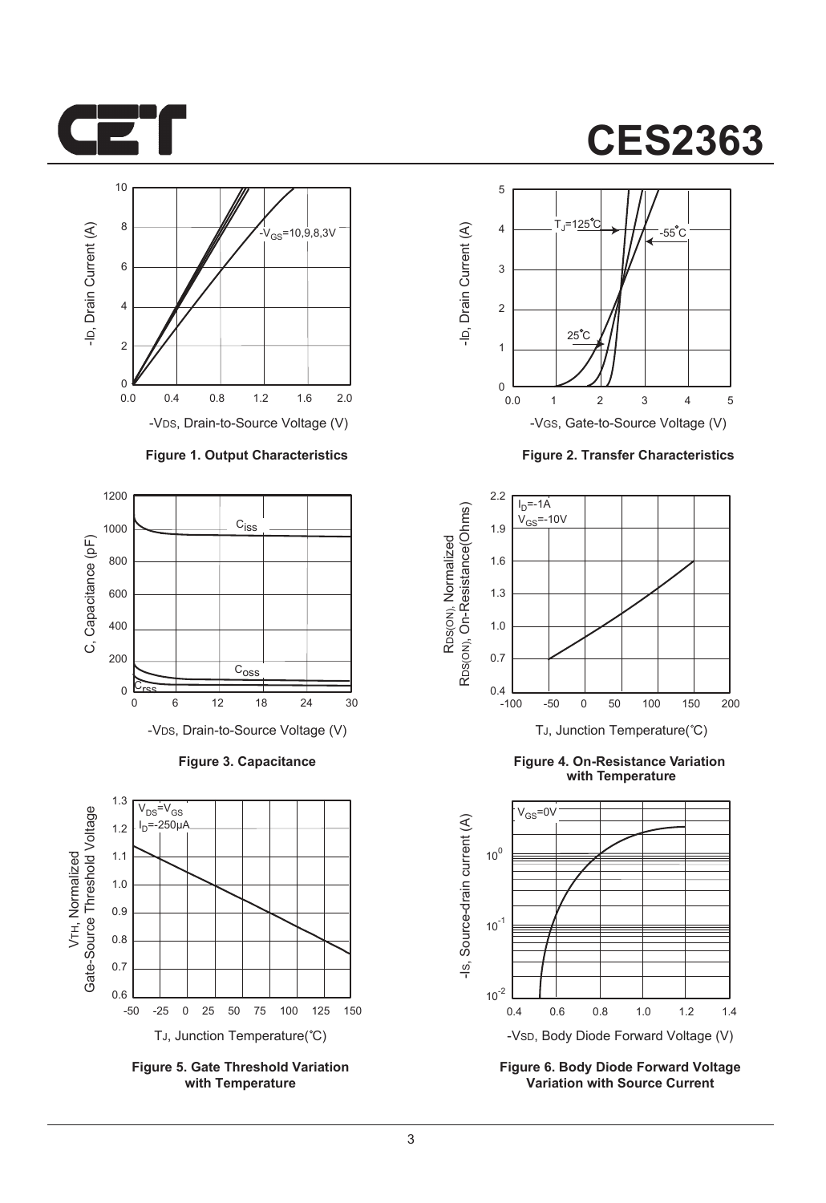Figure 1. Output Characteristics

Figure 2. Transfer Characteristics

Figure 3. Capacitance

Figure 4. On-Resistance Variation with Temperature

Figure 5. Gate Threshold Variation with Temperature

Figure 6. Body Diode Forward Voltage Variation with Source Current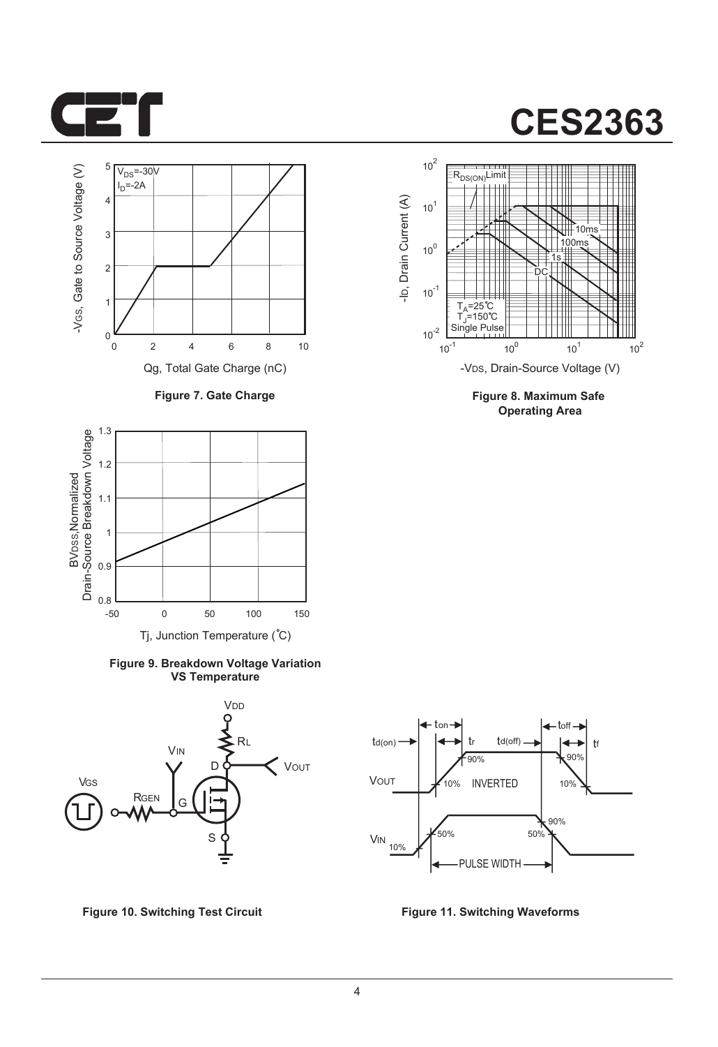# CES2363

Figure 7. Gate Charge

Figure 8. Maximum Safe Operating Area

Figure 9. Breakdown Voltage Variation VS Temperature

Figure 10. Switching Test Circuit

Figure 11. Switching Waveforms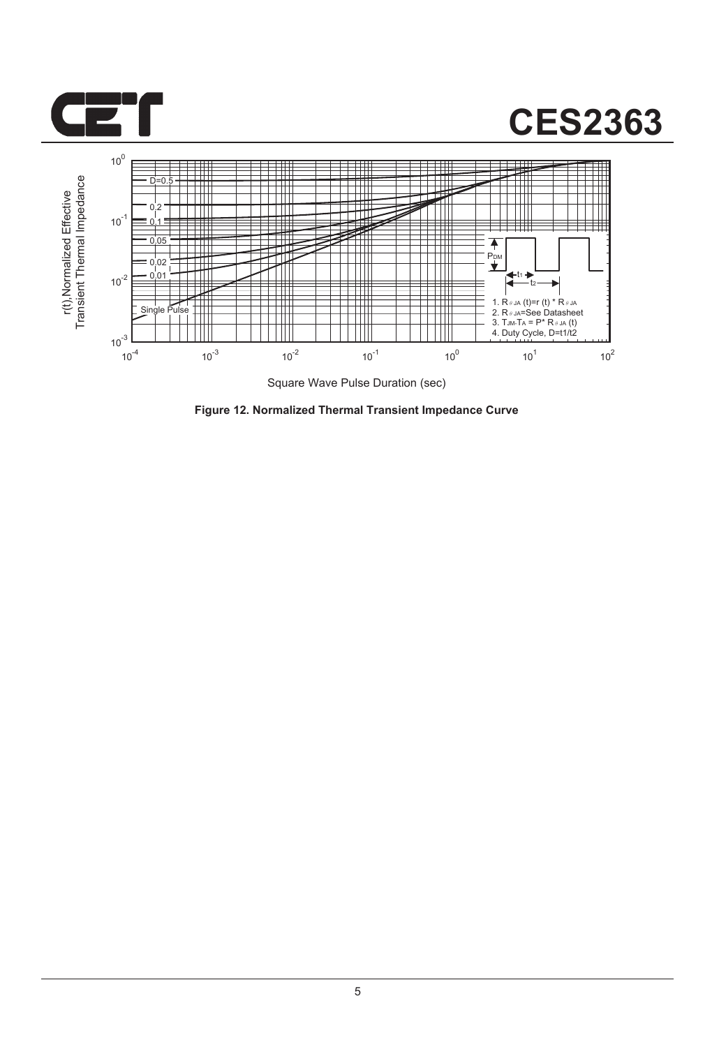# CES2363

r(t),Normalized Effective Transient Thermal Impedance

$10^{0}$

$10^{-1}$

$10^{-2}$

$10^{-3}$

D=0.5

0.2

0.1

0.05

0.02

0.01

Single Pulse

$P_{DM}$

$t_1$

$t_2$

1. $R_{\theta JA}(t)=r(t) * R_{\theta JA}$
2. $R_{\theta JA}$=See Datasheet
3. $T_{JM}-T_A = P^* R_{\theta JA}(t)$
4. Duty Cycle, D=t1/t2

$10^{-4}$ $10^{-3}$ $10^{-2}$ $10^{-1}$ $10^{0}$ $10^{1}$ $10^{2}$

Square Wave Pulse Duration (sec)

**Figure 12. Normalized Thermal Transient Impedance Curve**